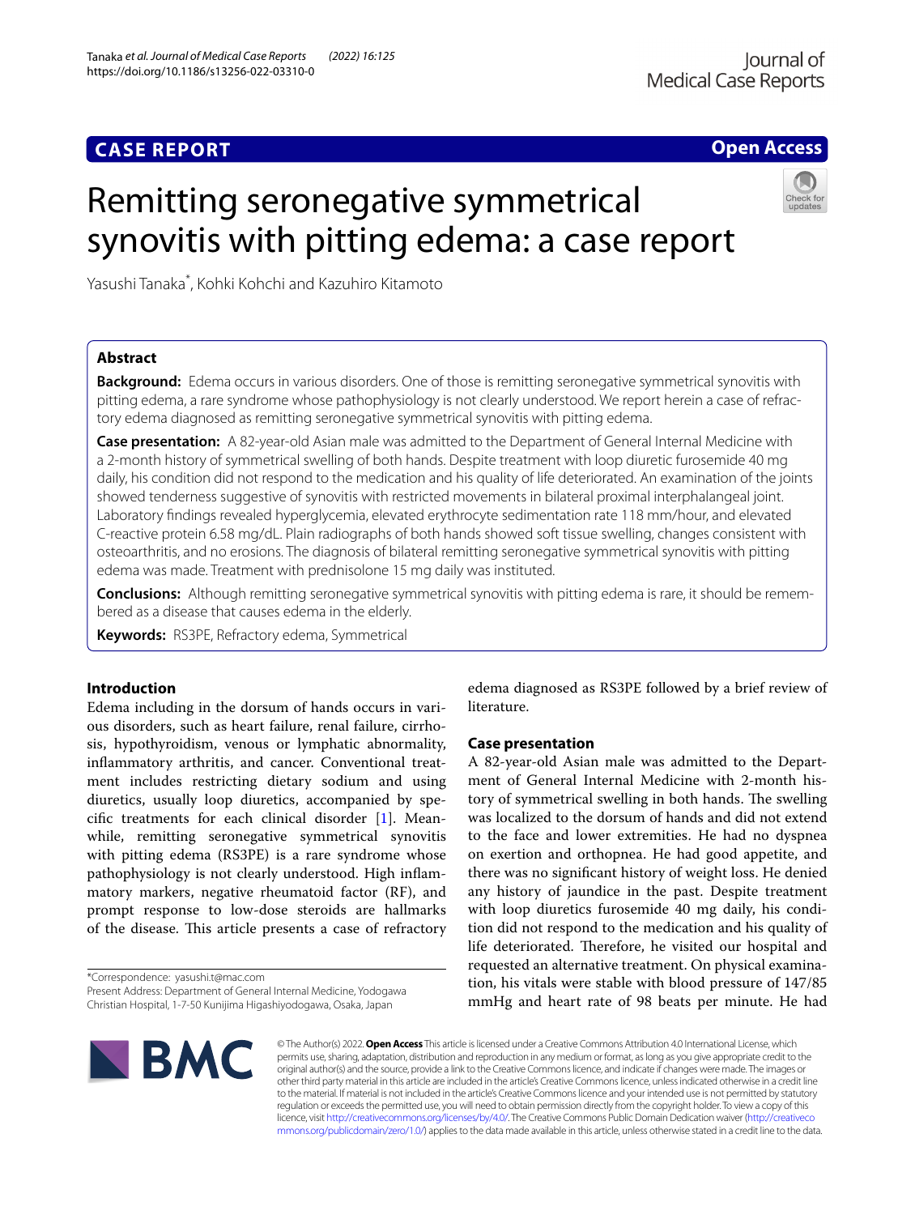**CASE REPORT** **Open Access**

# Remitting seronegative symmetrical synovitis with pitting edema: a case report

Yasushi Tanaka*, Kohki Kohchi and Kazuhiro Kitamoto

## Abstract

**Background:** Edema occurs in various disorders. One of those is remitting seronegative symmetrical synovitis with pitting edema, a rare syndrome whose pathophysiology is not clearly understood. We report herein a case of refractory edema diagnosed as remitting seronegative symmetrical synovitis with pitting edema.

**Case presentation:** A 82-year-old Asian male was admitted to the Department of General Internal Medicine with a 2-month history of symmetrical swelling of both hands. Despite treatment with loop diuretic furosemide 40 mg daily, his condition did not respond to the medication and his quality of life deteriorated. An examination of the joints showed tenderness suggestive of synovitis with restricted movements in bilateral proximal interphalangeal joint. Laboratory findings revealed hyperglycemia, elevated erythrocyte sedimentation rate 118 mm/hour, and elevated C-reactive protein 6.58 mg/dL. Plain radiographs of both hands showed soft tissue swelling, changes consistent with osteoarthritis, and no erosions. The diagnosis of bilateral remitting seronegative symmetrical synovitis with pitting edema was made. Treatment with prednisolone 15 mg daily was instituted.

**Conclusions:** Although remitting seronegative symmetrical synovitis with pitting edema is rare, it should be remembered as a disease that causes edema in the elderly.

**Keywords:** RS3PE, Refractory edema, Symmetrical

## Introduction

Edema including in the dorsum of hands occurs in various disorders, such as heart failure, renal failure, cirrhosis, hypothyroidism, venous or lymphatic abnormality, inflammatory arthritis, and cancer. Conventional treatment includes restricting dietary sodium and using diuretics, usually loop diuretics, accompanied by specific treatments for each clinical disorder [1]. Meanwhile, remitting seronegative symmetrical synovitis with pitting edema (RS3PE) is a rare syndrome whose pathophysiology is not clearly understood. High inflammatory markers, negative rheumatoid factor (RF), and prompt response to low-dose steroids are hallmarks of the disease. This article presents a case of refractory edema diagnosed as RS3PE followed by a brief review of literature.

## Case presentation

A 82-year-old Asian male was admitted to the Department of General Internal Medicine with 2-month history of symmetrical swelling in both hands. The swelling was localized to the dorsum of hands and did not extend to the face and lower extremities. He had no dyspnea on exertion and orthopnea. He had good appetite, and there was no significant history of weight loss. He denied any history of jaundice in the past. Despite treatment with loop diuretics furosemide 40 mg daily, his condition did not respond to the medication and his quality of life deteriorated. Therefore, he visited our hospital and requested an alternative treatment. On physical examination, his vitals were stable with blood pressure of 147/85 mmHg and heart rate of 98 beats per minute. He had

*Correspondence: yasushi.t@mac.com
Present Address: Department of General Internal Medicine, Yodogawa Christian Hospital, 1-7-50 Kunijima Higashiyodogawa, Osaka, Japan

© The Author(s) 2022. **Open Access** This article is licensed under a Creative Commons Attribution 4.0 International License, which permits use, sharing, adaptation, distribution and reproduction in any medium or format, as long as you give appropriate credit to the original author(s) and the source, provide a link to the Creative Commons licence, and indicate if changes were made. The images or other third party material in this article are included in the article's Creative Commons licence, unless indicated otherwise in a credit line to the material. If material is not included in the article's Creative Commons licence and your intended use is not permitted by statutory regulation or exceeds the permitted use, you will need to obtain permission directly from the copyright holder. To view a copy of this licence, visit http://creativecommons.org/licenses/by/4.0/. The Creative Commons Public Domain Dedication waiver (http://creativecommons.org/publicdomain/zero/1.0/) applies to the data made available in this article, unless otherwise stated in a credit line to the data.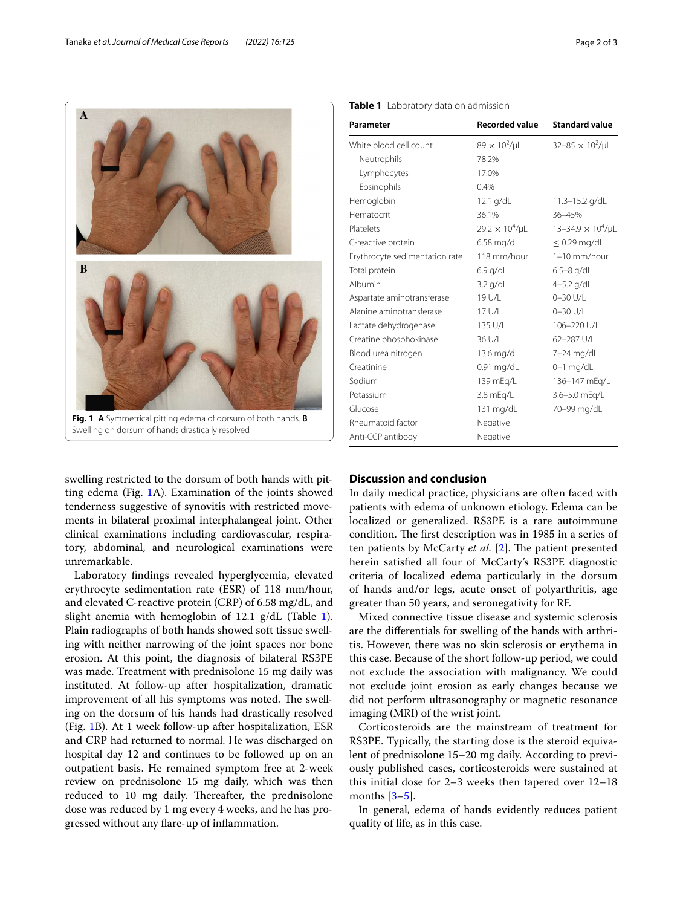Fig. 1 **A** Symmetrical pitting edema of dorsum of both hands. **B** Swelling on dorsum of hands drastically resolved

**Table 1** Laboratory data on admission

| Parameter | Recorded value | Standard value |
|---|---|---|
| White blood cell count | $89 \times 10^2/\mu L$ | $32–85 \times 10^2/\mu L$ |
| Neutrophils | 78.2% | |
| Lymphocytes | 17.0% | |
| Eosinophils | 0.4% | |
| Hemoglobin | 12.1 g/dL | 11.3–15.2 g/dL |
| Hematocrit | 36.1% | 36–45% |
| Platelets | $29.2 \times 10^4/\mu L$ | $13–34.9 \times 10^4/\mu L$ |
| C-reactive protein | 6.58 mg/dL | ≤ 0.29 mg/dL |
| Erythrocyte sedimentation rate | 118 mm/hour | 1–10 mm/hour |
| Total protein | 6.9 g/dL | 6.5–8 g/dL |
| Albumin | 3.2 g/dL | 4–5.2 g/dL |
| Aspartate aminotransferase | 19 U/L | 0–30 U/L |
| Alanine aminotransferase | 17 U/L | 0–30 U/L |
| Lactate dehydrogenase | 135 U/L | 106–220 U/L |
| Creatine phosphokinase | 36 U/L | 62–287 U/L |
| Blood urea nitrogen | 13.6 mg/dL | 7–24 mg/dL |
| Creatinine | 0.91 mg/dL | 0–1 mg/dL |
| Sodium | 139 mEq/L | 136–147 mEq/L |
| Potassium | 3.8 mEq/L | 3.6–5.0 mEq/L |
| Glucose | 131 mg/dL | 70–99 mg/dL |
| Rheumatoid factor | Negative | |
| Anti-CCP antibody | Negative | |

swelling restricted to the dorsum of both hands with pitting edema (Fig. 1A). Examination of the joints showed tenderness suggestive of synovitis with restricted movements in bilateral proximal interphalangeal joint. Other clinical examinations including cardiovascular, respiratory, abdominal, and neurological examinations were unremarkable.

Laboratory findings revealed hyperglycemia, elevated erythrocyte sedimentation rate (ESR) of 118 mm/hour, and elevated C-reactive protein (CRP) of 6.58 mg/dL, and slight anemia with hemoglobin of 12.1 g/dL (Table 1). Plain radiographs of both hands showed soft tissue swelling with neither narrowing of the joint spaces nor bone erosion. At this point, the diagnosis of bilateral RS3PE was made. Treatment with prednisolone 15 mg daily was instituted. At follow-up after hospitalization, dramatic improvement of all his symptoms was noted. The swelling on the dorsum of his hands had drastically resolved (Fig. 1B). At 1 week follow-up after hospitalization, ESR and CRP had returned to normal. He was discharged on hospital day 12 and continues to be followed up on an outpatient basis. He remained symptom free at 2-week review on prednisolone 15 mg daily, which was then reduced to 10 mg daily. Thereafter, the prednisolone dose was reduced by 1 mg every 4 weeks, and he has progressed without any flare-up of inflammation.

## Discussion and conclusion

In daily medical practice, physicians are often faced with patients with edema of unknown etiology. Edema can be localized or generalized. RS3PE is a rare autoimmune condition. The first description was in 1985 in a series of ten patients by McCarty *et al.* [2]. The patient presented herein satisfied all four of McCarty's RS3PE diagnostic criteria of localized edema particularly in the dorsum of hands and/or legs, acute onset of polyarthritis, age greater than 50 years, and seronegativity for RF.

Mixed connective tissue disease and systemic sclerosis are the differentials for swelling of the hands with arthritis. However, there was no skin sclerosis or erythema in this case. Because of the short follow-up period, we could not exclude the association with malignancy. We could not exclude joint erosion as early changes because we did not perform ultrasonography or magnetic resonance imaging (MRI) of the wrist joint.

Corticosteroids are the mainstream of treatment for RS3PE. Typically, the starting dose is the steroid equivalent of prednisolone 15–20 mg daily. According to previously published cases, corticosteroids were sustained at this initial dose for 2–3 weeks then tapered over 12–18 months [3–5].

In general, edema of hands evidently reduces patient quality of life, as in this case.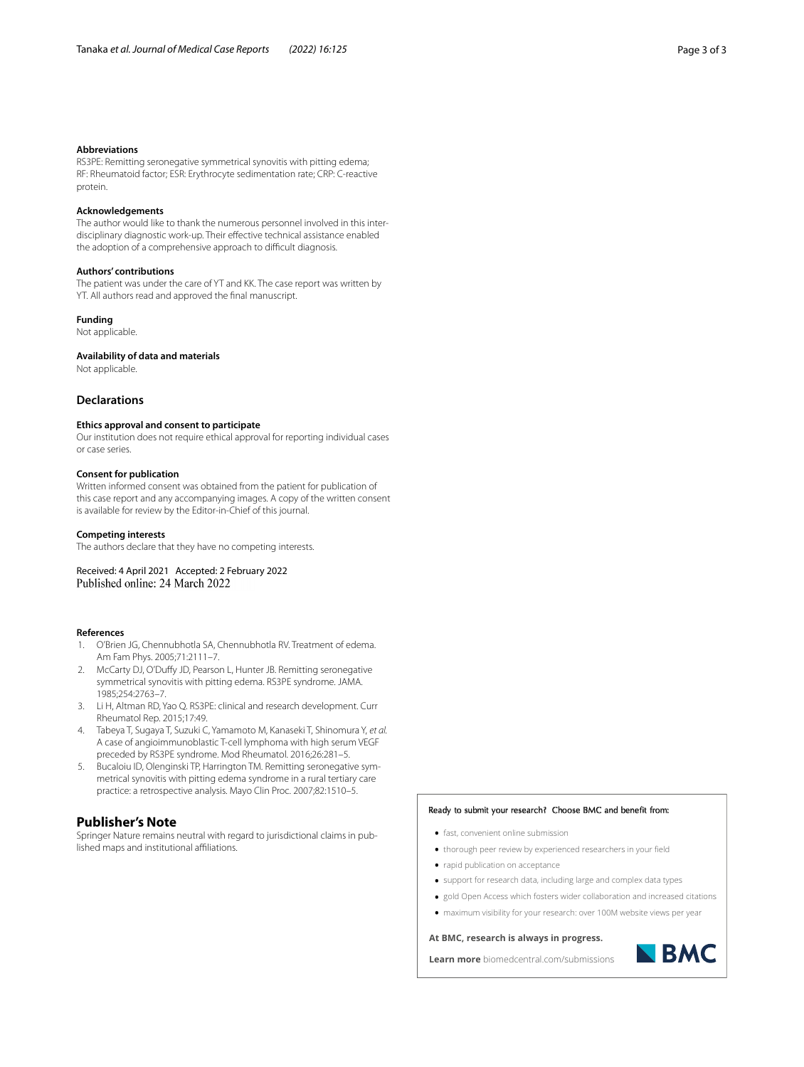**Abbreviations**

RS3PE: Remitting seronegative symmetrical synovitis with pitting edema; RF: Rheumatoid factor; ESR: Erythrocyte sedimentation rate; CRP: C-reactive protein.

**Acknowledgements**

The author would like to thank the numerous personnel involved in this interdisciplinary diagnostic work-up. Their effective technical assistance enabled the adoption of a comprehensive approach to difficult diagnosis.

**Authors' contributions**

The patient was under the care of YT and KK. The case report was written by YT. All authors read and approved the final manuscript.

**Funding**

Not applicable.

**Availability of data and materials**

Not applicable.

## Declarations

**Ethics approval and consent to participate**

Our institution does not require ethical approval for reporting individual cases or case series.

**Consent for publication**

Written informed consent was obtained from the patient for publication of this case report and any accompanying images. A copy of the written consent is available for review by the Editor-in-Chief of this journal.

**Competing interests**

The authors declare that they have no competing interests.

Received: 4 April 2021 Accepted: 2 February 2022
Published online: 24 March 2022

**References**

1. O'Brien JG, Chennubhotla SA, Chennubhotla RV. Treatment of edema. Am Fam Phys. 2005;71:2111–7.
2. McCarty DJ, O'Duffy JD, Pearson L, Hunter JB. Remitting seronegative symmetrical synovitis with pitting edema. RS3PE syndrome. JAMA. 1985;254:2763–7.
3. Li H, Altman RD, Yao Q. RS3PE: clinical and research development. Curr Rheumatol Rep. 2015;17:49.
4. Tabeya T, Sugaya T, Suzuki C, Yamamoto M, Kanaseki T, Shinomura Y, *et al.* A case of angioimmunoblastic T-cell lymphoma with high serum VEGF preceded by RS3PE syndrome. Mod Rheumatol. 2016;26:281–5.
5. Bucaloiu ID, Olenginski TP, Harrington TM. Remitting seronegative symmetrical synovitis with pitting edema syndrome in a rural tertiary care practice: a retrospective analysis. Mayo Clin Proc. 2007;82:1510–5.

## Publisher's Note

Springer Nature remains neutral with regard to jurisdictional claims in published maps and institutional affiliations.

Ready to submit your research? Choose BMC and benefit from:

- fast, convenient online submission
- thorough peer review by experienced researchers in your field
- rapid publication on acceptance
- support for research data, including large and complex data types
- gold Open Access which fosters wider collaboration and increased citations
- maximum visibility for your research: over 100M website views per year

**At BMC, research is always in progress.**

**Learn more** biomedcentral.com/submissions

BMC